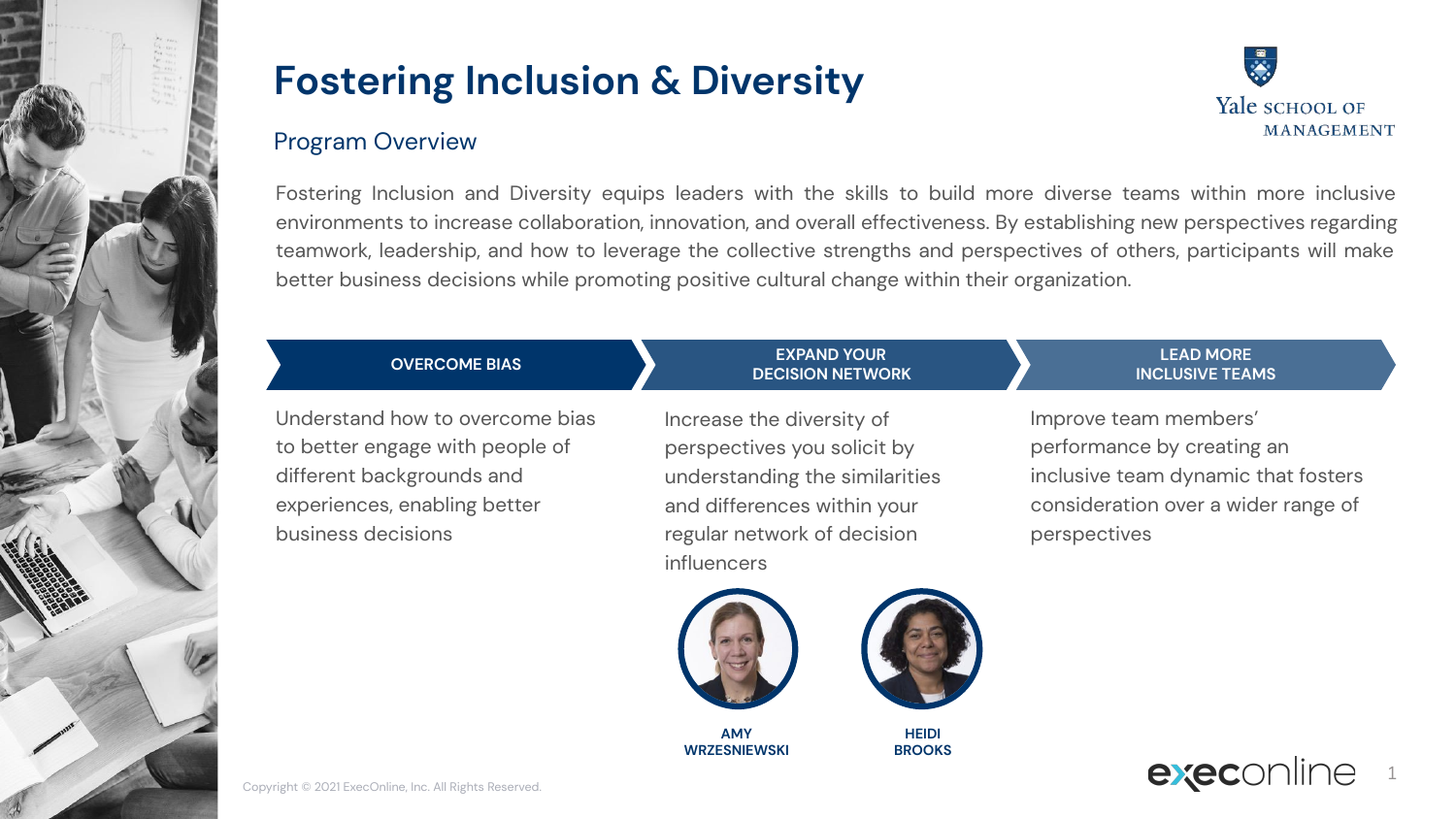# Fostering Inclusion & Diversity

Yale SCHOOL OF MANAGEMENT

## Program Overview

Fostering Inclusion and Diversity equips leaders with the skills to build more diverse teams within more inclusive environments to increase collaboration, innovation, and overall effectiveness. By establishing new perspectives regarding teamwork, leadership, and how to leverage the collective strengths and perspectives of others, participants will make better business decisions while promoting positive cultural change within their organization.

### OVERCOME BIAS

Understand how to overcome bias to better engage with people of different backgrounds and experiences, enabling better business decisions

### EXPAND YOUR DECISION NETWORK

Increase the diversity of perspectives you solicit by understanding the similarities and differences within your regular network of decision influencers

### LEAD MORE INCLUSIVE TEAMS

Improve team members' performance by creating an inclusive team dynamic that fosters consideration over a wider range of perspectives

**AMY WRZESNIEWSKI**

**HEIDI BROOKS**

Copyright © 2021 ExecOnline, Inc. All Rights Reserved.

execonline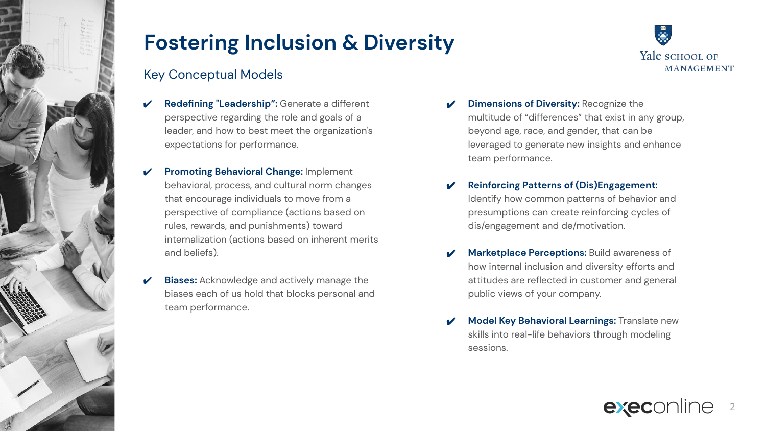# Fostering Inclusion & Diversity

## Key Conceptual Models

- **Redefining "Leadership":** Generate a different perspective regarding the role and goals of a leader, and how to best meet the organization's expectations for performance.
- **Promoting Behavioral Change:** Implement behavioral, process, and cultural norm changes that encourage individuals to move from a perspective of compliance (actions based on rules, rewards, and punishments) toward internalization (actions based on inherent merits and beliefs).
- **Biases:** Acknowledge and actively manage the biases each of us hold that blocks personal and team performance.
- **Dimensions of Diversity:** Recognize the multitude of "differences" that exist in any group, beyond age, race, and gender, that can be leveraged to generate new insights and enhance team performance.
- **Reinforcing Patterns of (Dis)Engagement:** Identify how common patterns of behavior and presumptions can create reinforcing cycles of dis/engagement and de/motivation.
- **Marketplace Perceptions:** Build awareness of how internal inclusion and diversity efforts and attitudes are reflected in customer and general public views of your company.
- **Model Key Behavioral Learnings:** Translate new skills into real-life behaviors through modeling sessions.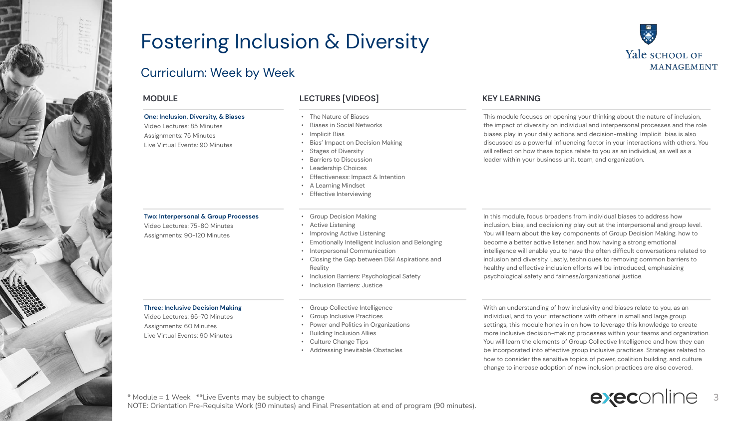# Fostering Inclusion & Diversity

## Curriculum: Week by Week

| MODULE | LECTURES [VIDEOS] | KEY LEARNING |
|---|---|---|
| **One: Inclusion, Diversity, & Biases**<br>Video Lectures: 85 Minutes<br>Assignments: 75 Minutes<br>Live Virtual Events: 90 Minutes | • The Nature of Biases<br>• Biases in Social Networks<br>• Implicit Bias<br>• Bias' Impact on Decision Making<br>• Stages of Diversity<br>• Barriers to Discussion<br>• Leadership Choices<br>• Effectiveness: Impact & Intention<br>• A Learning Mindset<br>• Effective Interviewing | This module focuses on opening your thinking about the nature of inclusion, the impact of diversity on individual and interpersonal processes and the role biases play in your daily actions and decision-making. Implicit bias is also discussed as a powerful influencing factor in your interactions with others. You will reflect on how these topics relate to you as an individual, as well as a leader within your business unit, team, and organization. |
| **Two: Interpersonal & Group Processes**<br>Video Lectures: 75-80 Minutes<br>Assignments: 90-120 Minutes | • Group Decision Making<br>• Active Listening<br>• Improving Active Listening<br>• Emotionally Intelligent Inclusion and Belonging<br>• Interpersonal Communication<br>• Closing the Gap between D&I Aspirations and Reality<br>• Inclusion Barriers: Psychological Safety<br>• Inclusion Barriers: Justice | In this module, focus broadens from individual biases to address how inclusion, bias, and decisioning play out at the interpersonal and group level. You will learn about the key components of Group Decision Making, how to become a better active listener, and how having a strong emotional intelligence will enable you to have the often difficult conversations related to inclusion and diversity. Lastly, techniques to removing common barriers to healthy and effective inclusion efforts will be introduced, emphasizing psychological safety and fairness/organizational justice. |
| **Three: Inclusive Decision Making**<br>Video Lectures: 65-70 Minutes<br>Assignments: 60 Minutes<br>Live Virtual Events: 90 Minutes | • Group Collective Intelligence<br>• Group Inclusive Practices<br>• Power and Politics in Organizations<br>• Building Inclusion Allies<br>• Culture Change Tips<br>• Addressing Inevitable Obstacles | With an understanding of how inclusivity and biases relate to you, as an individual, and to your interactions with others in small and large group settings, this module hones in on how to leverage this knowledge to create more inclusive decision-making processes within your teams and organization. You will learn the elements of Group Collective Intelligence and how they can be incorporated into effective group inclusive practices. Strategies related to how to consider the sensitive topics of power, coalition building, and culture change to increase adoption of new inclusion practices are also covered. |

* Module = 1 Week **Live Events may be subject to change

NOTE: Orientation Pre-Requisite Work (90 minutes) and Final Presentation at end of program (90 minutes).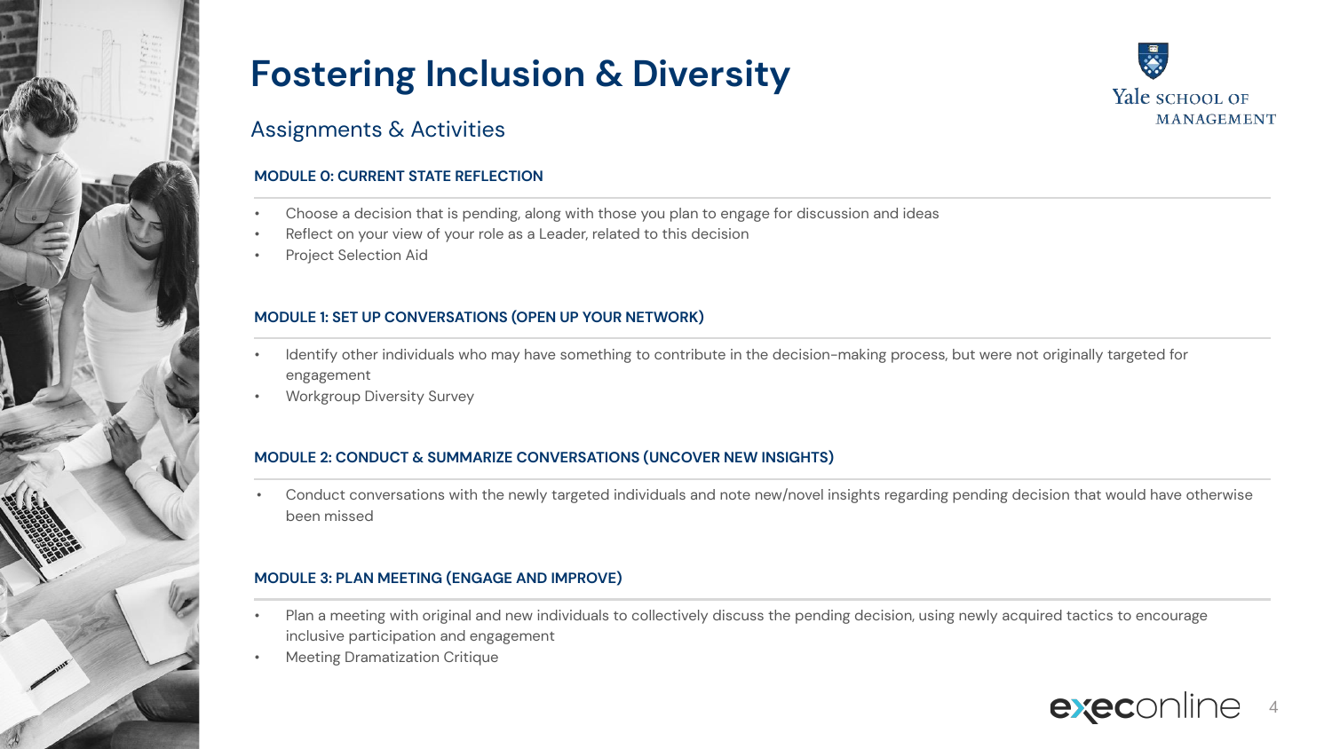# Fostering Inclusion & Diversity

## Assignments & Activities

### MODULE 0: CURRENT STATE REFLECTION

- Choose a decision that is pending, along with those you plan to engage for discussion and ideas
- Reflect on your view of your role as a Leader, related to this decision
- Project Selection Aid

### MODULE 1: SET UP CONVERSATIONS (OPEN UP YOUR NETWORK)

- Identify other individuals who may have something to contribute in the decision-making process, but were not originally targeted for engagement
- Workgroup Diversity Survey

### MODULE 2: CONDUCT & SUMMARIZE CONVERSATIONS (UNCOVER NEW INSIGHTS)

- Conduct conversations with the newly targeted individuals and note new/novel insights regarding pending decision that would have otherwise been missed

### MODULE 3: PLAN MEETING (ENGAGE AND IMPROVE)

- Plan a meeting with original and new individuals to collectively discuss the pending decision, using newly acquired tactics to encourage inclusive participation and engagement
- Meeting Dramatization Critique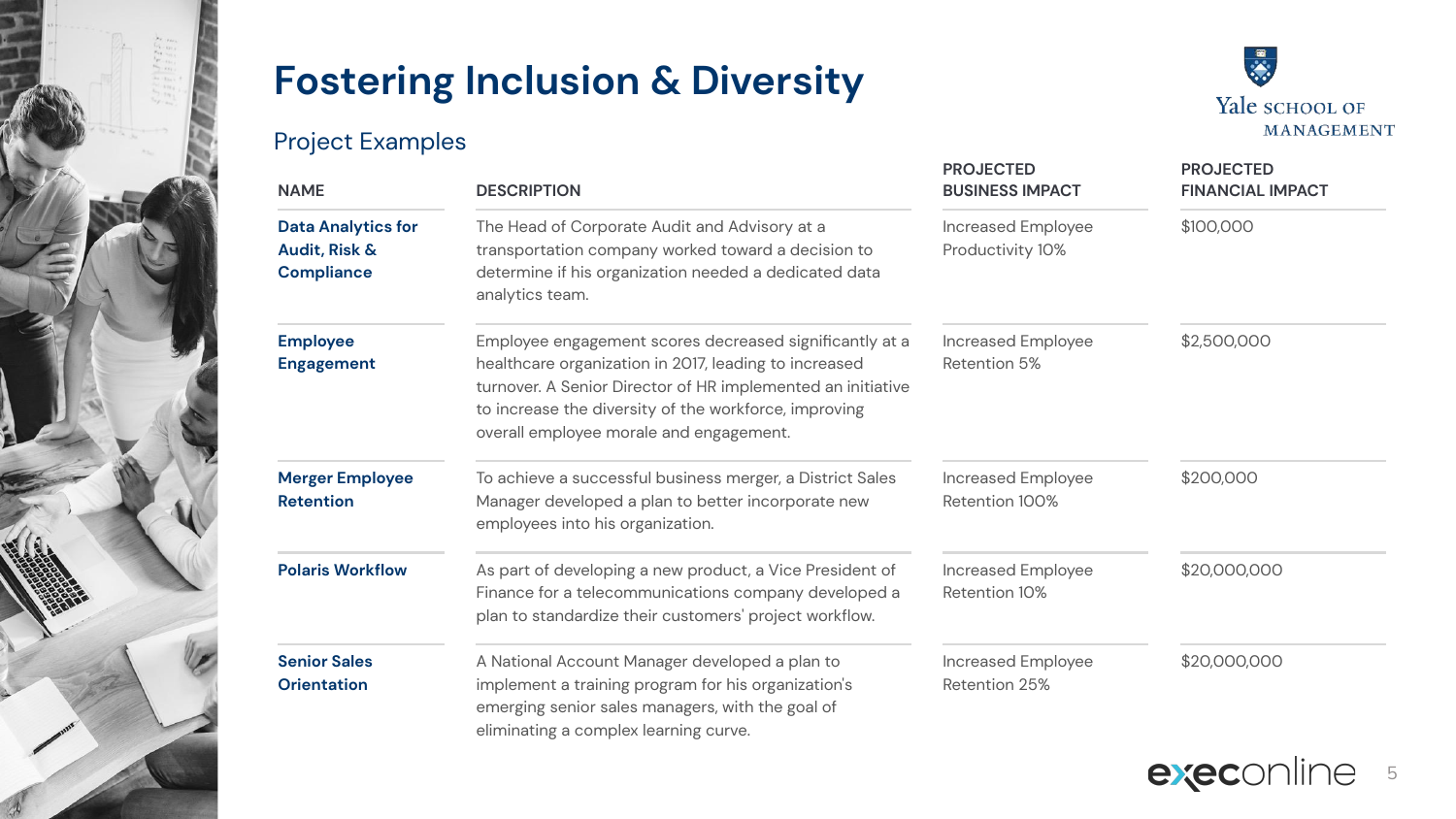# Fostering Inclusion & Diversity

## Project Examples

| NAME | DESCRIPTION | PROJECTED BUSINESS IMPACT | PROJECTED FINANCIAL IMPACT |
|---|---|---|---|
| **Data Analytics for Audit, Risk & Compliance** | The Head of Corporate Audit and Advisory at a transportation company worked toward a decision to determine if his organization needed a dedicated data analytics team. | Increased Employee Productivity 10% | $100,000 |
| **Employee Engagement** | Employee engagement scores decreased significantly at a healthcare organization in 2017, leading to increased turnover. A Senior Director of HR implemented an initiative to increase the diversity of the workforce, improving overall employee morale and engagement. | Increased Employee Retention 5% | $2,500,000 |
| **Merger Employee Retention** | To achieve a successful business merger, a District Sales Manager developed a plan to better incorporate new employees into his organization. | Increased Employee Retention 100% | $200,000 |
| **Polaris Workflow** | As part of developing a new product, a Vice President of Finance for a telecommunications company developed a plan to standardize their customers' project workflow. | Increased Employee Retention 10% | $20,000,000 |
| **Senior Sales Orientation** | A National Account Manager developed a plan to implement a training program for his organization's emerging senior sales managers, with the goal of eliminating a complex learning curve. | Increased Employee Retention 25% | $20,000,000 |